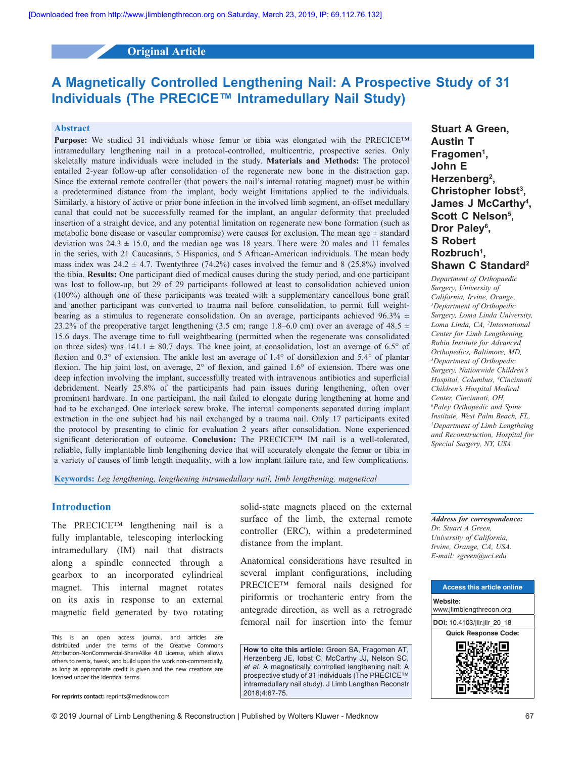Original Article

# A Magnetically Controlled Lengthening Nail: A Prospective Study of 31 Individuals (The PRECICE™ Intramedullary Nail Study)

**Stuart A Green, Austin T Fragomen[1], John E Herzenberg[2], Christopher Iobst[3], James J McCarthy[4], Scott C Nelson[5], Dror Paley[6], S Robert Rozbruch[1], Shawn C Standard[2]**

*Department of Orthopaedic Surgery, University of California, Irvine, Orange, [5]Department of Orthopedic Surgery, Loma Linda University, Loma Linda, CA, [2]International Center for Limb Lengthening, Rubin Institute for Advanced Orthopedics, Baltimore, MD, [3]Department of Orthopedic Surgery, Nationwide Children's Hospital, Columbus, [4]Cincinnati Children's Hospital Medical Center, Cincinnati, OH, [6]Paley Orthopedic and Spine Institute, West Palm Beach, FL, [1]Department of Limb Lengthening and Reconstruction, Hospital for Special Surgery, NY, USA*

## Abstract

**Purpose:** We studied 31 individuals whose femur or tibia was elongated with the PRECICE™ intramedullary lengthening nail in a protocol-controlled, multicentric, prospective series. Only skeletally mature individuals were included in the study. **Materials and Methods:** The protocol entailed 2-year follow-up after consolidation of the regenerate new bone in the distraction gap. Since the external remote controller (that powers the nail's internal rotating magnet) must be within a predetermined distance from the implant, body weight limitations applied to the individuals. Similarly, a history of active or prior bone infection in the involved limb segment, an offset medullary canal that could not be successfully reamed for the implant, an angular deformity that precluded insertion of a straight device, and any potential limitation on regenerate new bone formation (such as metabolic bone disease or vascular compromise) were causes for exclusion. The mean age ± standard deviation was 24.3 ± 15.0, and the median age was 18 years. There were 20 males and 11 females in the series, with 21 Caucasians, 5 Hispanics, and 5 African-American individuals. The mean body mass index was 24.2 ± 4.7. Twentythree (74.2%) cases involved the femur and 8 (25.8%) involved the tibia. **Results:** One participant died of medical causes during the study period, and one participant was lost to follow-up, but 29 of 29 participants followed at least to consolidation achieved union (100%) although one of these participants was treated with a supplementary cancellous bone graft and another participant was converted to trauma nail before consolidation, to permit full weight-bearing as a stimulus to regenerate consolidation. On an average, participants achieved 96.3% ± 23.2% of the preoperative target lengthening (3.5 cm; range 1.8–6.0 cm) over an average of 48.5 ± 15.6 days. The average time to full weightbearing (permitted when the regenerate was consolidated on three sides) was 141.1 ± 80.7 days. The knee joint, at consolidation, lost an average of 6.5° of flexion and 0.3° of extension. The ankle lost an average of 1.4° of dorsiflexion and 5.4° of plantar flexion. The hip joint lost, on average, 2° of flexion, and gained 1.6° of extension. There was one deep infection involving the implant, successfully treated with intravenous antibiotics and superficial debridement. Nearly 25.8% of the participants had pain issues during lengthening, often over prominent hardware. In one participant, the nail failed to elongate during lengthening at home and had to be exchanged. One interlock screw broke. The internal components separated during implant extraction in the one subject had his nail exchanged by a trauma nail. Only 17 participants exited the protocol by presenting to clinic for evaluation 2 years after consolidation. None experienced significant deterioration of outcome. **Conclusion:** The PRECICE™ IM nail is a well-tolerated, reliable, fully implantable limb lengthening device that will accurately elongate the femur or tibia in a variety of causes of limb length inequality, with a low implant failure rate, and few complications.

**Keywords:** *Leg lengthening, lengthening intramedullary nail, limb lengthening, magnetical*

## Introduction

The PRECICE™ lengthening nail is a fully implantable, telescoping interlocking intramedullary (IM) nail that distracts along a spindle connected through a gearbox to an incorporated cylindrical magnet. This internal magnet rotates on its axis in response to an external magnetic field generated by two rotating solid-state magnets placed on the external surface of the limb, the external remote controller (ERC), within a predetermined distance from the implant.

Anatomical considerations have resulted in several implant configurations, including PRECICE™ femoral nails designed for piriformis or trochanteric entry from the antegrade direction, as well as a retrograde femoral nail for insertion into the femur

This is an open access journal, and articles are distributed under the terms of the Creative Commons Attribution-NonCommercial-ShareAlike 4.0 License, which allows others to remix, tweak, and build upon the work non-commercially, as long as appropriate credit is given and the new creations are licensed under the identical terms.

For reprints contact: reprints@medknow.com

**How to cite this article:** Green SA, Fragomen AT, Herzenberg JE, Iobst C, McCarthy JJ, Nelson SC, *et al*. A magnetically controlled lengthening nail: A prospective study of 31 individuals (The PRECICE™ intramedullary nail study). J Limb Lengthen Reconstr 2018;4:67-75.

**Address for correspondence:**
*Dr. Stuart A Green,*
*University of California,*
*Irvine, Orange, CA, USA.*
*E-mail: sgreen@uci.edu*

Access this article online
Website: www.jlimblengthrecon.org
DOI: 10.4103/jllr.jllr_20_18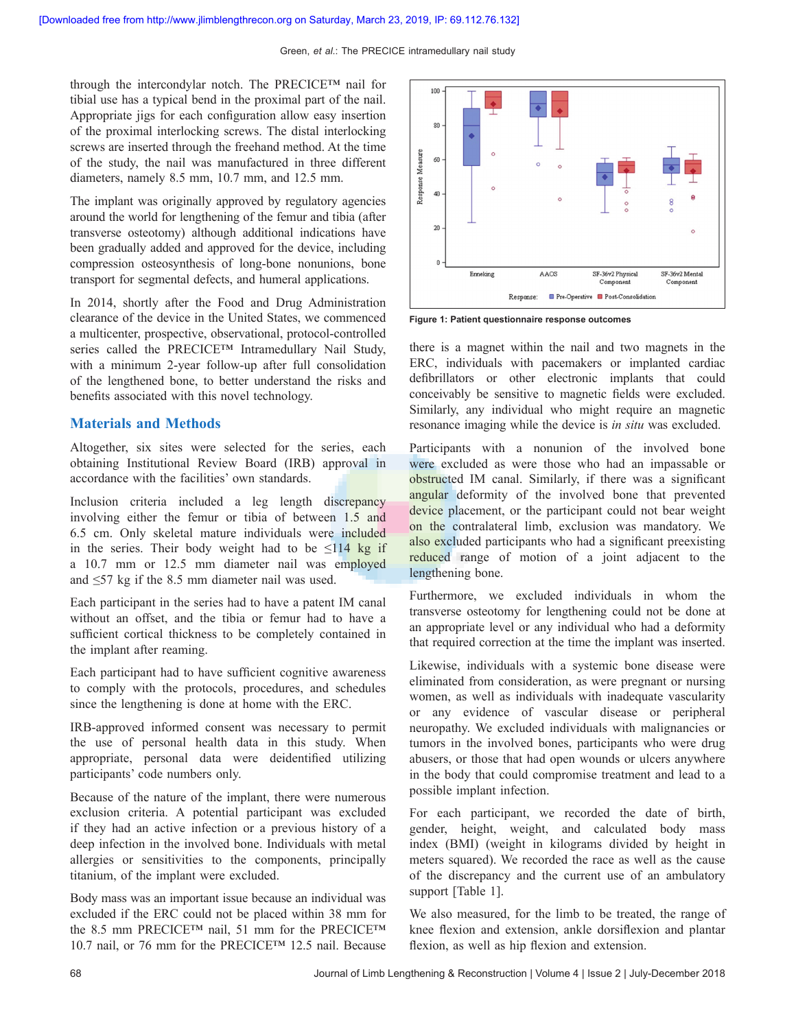through the intercondylar notch. The PRECICE™ nail for tibial use has a typical bend in the proximal part of the nail. Appropriate jigs for each configuration allow easy insertion of the proximal interlocking screws. The distal interlocking screws are inserted through the freehand method. At the time of the study, the nail was manufactured in three different diameters, namely 8.5 mm, 10.7 mm, and 12.5 mm.

The implant was originally approved by regulatory agencies around the world for lengthening of the femur and tibia (after transverse osteotomy) although additional indications have been gradually added and approved for the device, including compression osteosynthesis of long-bone nonunions, bone transport for segmental defects, and humeral applications.

In 2014, shortly after the Food and Drug Administration clearance of the device in the United States, we commenced a multicenter, prospective, observational, protocol-controlled series called the PRECICE™ Intramedullary Nail Study, with a minimum 2-year follow-up after full consolidation of the lengthened bone, to better understand the risks and benefits associated with this novel technology.

## Materials and Methods

Altogether, six sites were selected for the series, each obtaining Institutional Review Board (IRB) approval in accordance with the facilities' own standards.

Inclusion criteria included a leg length discrepancy involving either the femur or tibia of between 1.5 and 6.5 cm. Only skeletal mature individuals were included in the series. Their body weight had to be ≤114 kg if a 10.7 mm or 12.5 mm diameter nail was employed and ≤57 kg if the 8.5 mm diameter nail was used.

Each participant in the series had to have a patent IM canal without an offset, and the tibia or femur had to have a sufficient cortical thickness to be completely contained in the implant after reaming.

Each participant had to have sufficient cognitive awareness to comply with the protocols, procedures, and schedules since the lengthening is done at home with the ERC.

IRB-approved informed consent was necessary to permit the use of personal health data in this study. When appropriate, personal data were deidentified utilizing participants' code numbers only.

Because of the nature of the implant, there were numerous exclusion criteria. A potential participant was excluded if they had an active infection or a previous history of a deep infection in the involved bones. Individuals with metal allergies or sensitivities to the components, principally titanium, of the implant were excluded.

Body mass was an important issue because an individual was excluded if the ERC could not be placed within 38 mm for the 8.5 mm PRECICE™ nail, 51 mm for the PRECICE™ 10.7 nail, or 76 mm for the PRECICE™ 12.5 nail. Because there is a magnet within the nail and two magnets in the ERC, individuals with pacemakers or implanted cardiac defibrillators or other electronic implants that could conceivably be sensitive to magnetic fields were excluded. Similarly, any individual who might require an magnetic resonance imaging while the device is *in situ* was excluded.

Figure 1: Patient questionnaire response outcomes

Participants with a nonunion of the involved bone were excluded as were those who had an impassable or obstructed IM canal. Similarly, if there was a significant angular deformity of the involved bone that prevented device placement, or the participant could not bear weight on the contralateral limb, exclusion was mandatory. We also excluded participants who had a significant preexisting reduced range of motion of a joint adjacent to the lengthening bone.

Furthermore, we excluded individuals in whom the transverse osteotomy for lengthening could not be done at an appropriate level or any individual who had a deformity that required correction at the time the implant was inserted.

Likewise, individuals with a systemic bone disease were eliminated from consideration, as were pregnant or nursing women, as well as individuals with inadequate vascularity or any evidence of vascular disease or peripheral neuropathy. We excluded individuals with malignancies or tumors in the involved bones, participants who were drug abusers, or those that had open wounds or ulcers anywhere in the body that could compromise treatment and lead to a possible implant infection.

For each participant, we recorded the date of birth, gender, height, weight, and calculated body mass index (BMI) (weight in kilograms divided by height in meters squared). We recorded the race as well as the cause of the discrepancy and the current use of an ambulatory support [Table 1].

We also measured, for the limb to be treated, the range of knee flexion and extension, ankle dorsiflexion and plantar flexion, as well as hip flexion and extension.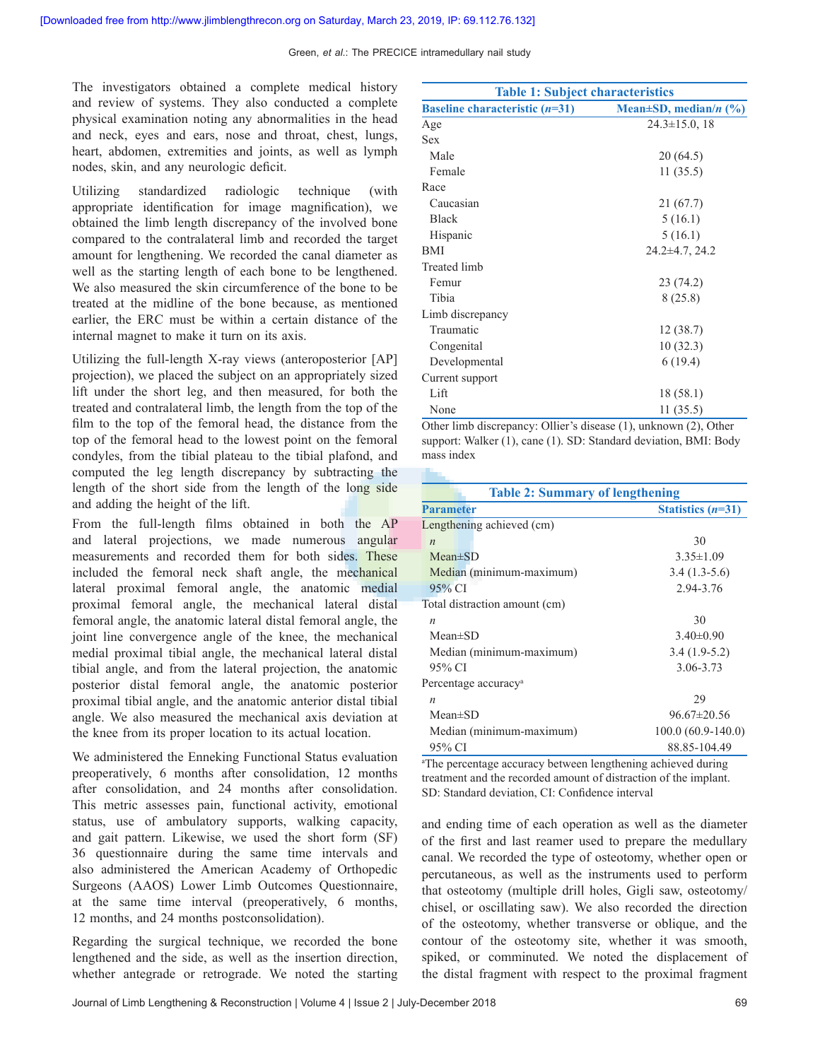The investigators obtained a complete medical history and review of systems. They also conducted a complete physical examination noting any abnormalities in the head and neck, eyes and ears, nose and throat, chest, lungs, heart, abdomen, extremities and joints, as well as lymph nodes, skin, and any neurologic deficit.

Utilizing standardized radiologic technique (with appropriate identification for image magnification), we obtained the limb length discrepancy of the involved bone compared to the contralateral limb and recorded the target amount for lengthening. We recorded the canal diameter as well as the starting length of each bone to be lengthened. We also measured the skin circumference of the bone to be treated at the midline of the bone because, as mentioned earlier, the ERC must be within a certain distance of the internal magnet to make it turn on its axis.

Utilizing the full-length X-ray views (anteroposterior [AP] projection), we placed the subject on an appropriately sized lift under the short leg, and then measured, for both the treated and contralateral limb, the length from the top of the film to the top of the femoral head, the distance from the top of the femoral head to the lowest point on the femoral condyles, from the tibial plateau to the tibial plafond, and computed the leg length discrepancy by subtracting the length of the short side from the length of the long side and adding the height of the lift.

From the full-length films obtained in both the AP and lateral projections, we made numerous angular measurements and recorded them for both sides. These included the femoral neck shaft angle, the mechanical lateral proximal femoral angle, the anatomic medial proximal femoral angle, the mechanical lateral distal femoral angle, the anatomic lateral distal femoral angle, the joint line convergence angle of the knee, the mechanical medial proximal tibial angle, the mechanical lateral distal tibial angle, and from the lateral projection, the anatomic posterior distal femoral angle, the anatomic posterior proximal tibial angle, and the anatomic anterior distal tibial angle. We also measured the mechanical axis deviation at the knee from its proper location to its actual location.

We administered the Enneking Functional Status evaluation preoperatively, 6 months after consolidation, 12 months after consolidation, and 24 months after consolidation. This metric assesses pain, functional activity, emotional status, use of ambulatory supports, walking capacity, and gait pattern. Likewise, we used the short form (SF) 36 questionnaire during the same time intervals and also administered the American Academy of Orthopedic Surgeons (AAOS) Lower Limb Outcomes Questionnaire, at the same time interval (preoperatively, 6 months, 12 months, and 24 months postconsolidation).

Regarding the surgical technique, we recorded the bone lengthened and the side, as well as the insertion direction, whether antegrade or retrograde. We noted the starting and ending time of each operation as well as the diameter of the first and last reamer used to prepare the medullary canal. We recorded the type of osteotomy, whether open or percutaneous, as well as the instruments used to perform that osteotomy (multiple drill holes, Gigli saw, osteotomy/chisel, or oscillating saw). We also recorded the direction of the osteotomy, whether transverse or oblique, and the contour of the osteotomy site, whether it was smooth, spiked, or comminuted. We noted the displacement of the distal fragment with respect to the proximal fragment

**Table 1: Subject characteristics**

| Baseline characteristic (*n*=31) | Mean±SD, median/*n* (%) |
|---|---|
| Age | 24.3±15.0, 18 |
| Sex | |
| Male | 20 (64.5) |
| Female | 11 (35.5) |
| Race | |
| Caucasian | 21 (67.7) |
| Black | 5 (16.1) |
| Hispanic | 5 (16.1) |
| BMI | 24.2±4.7, 24.2 |
| Treated limb | |
| Femur | 23 (74.2) |
| Tibia | 8 (25.8) |
| Limb discrepancy | |
| Traumatic | 12 (38.7) |
| Congenital | 10 (32.3) |
| Developmental | 6 (19.4) |
| Current support | |
| Lift | 18 (58.1) |
| None | 11 (35.5) |

Other limb discrepancy: Ollier's disease (1), unknown (2), Other support: Walker (1), cane (1). SD: Standard deviation, BMI: Body mass index

**Table 2: Summary of lengthening**

| Parameter | Statistics (*n*=31) |
|---|---|
| Lengthening achieved (cm) | |
| *n* | 30 |
| Mean±SD | 3.35±1.09 |
| Median (minimum-maximum) | 3.4 (1.3-5.6) |
| 95% CI | 2.94-3.76 |
| Total distraction amount (cm) | |
| *n* | 30 |
| Mean±SD | 3.40±0.90 |
| Median (minimum-maximum) | 3.4 (1.9-5.2) |
| 95% CI | 3.06-3.73 |
| Percentage accuracy[a] | |
| *n* | 29 |
| Mean±SD | 96.67±20.56 |
| Median (minimum-maximum) | 100.0 (60.9-140.0) |
| 95% CI | 88.85-104.49 |

[a]The percentage accuracy between lengthening achieved during treatment and the recorded amount of distraction of the implant. SD: Standard deviation, CI: Confidence interval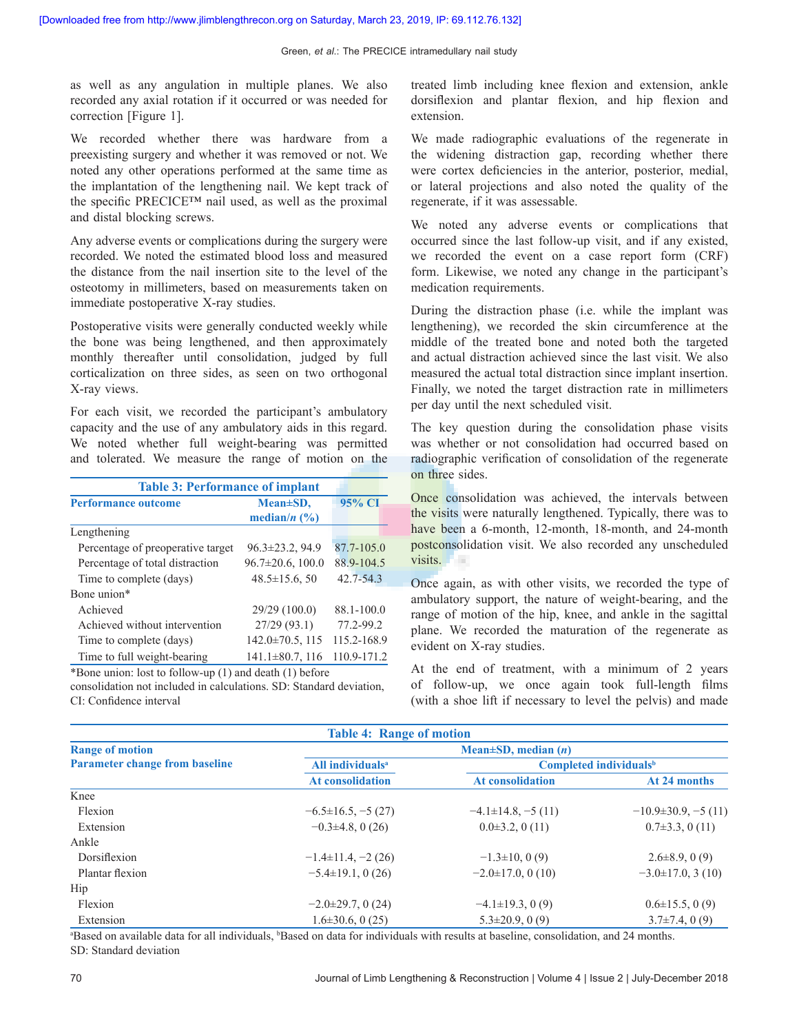as well as any angulation in multiple planes. We also recorded any axial rotation if it occurred or was needed for correction [Figure 1].

We recorded whether there was hardware from a preexisting surgery and whether it was removed or not. We noted any other operations performed at the same time as the implantation of the lengthening nail. We kept track of the specific PRECICE™ nail used, as well as the proximal and distal blocking screws.

Any adverse events or complications during the surgery were recorded. We noted the estimated blood loss and measured the distance from the nail insertion site to the level of the osteotomy in millimeters, based on measurements taken on immediate postoperative X-ray studies.

Postoperative visits were generally conducted weekly while the bone was being lengthened, and then approximately monthly thereafter until consolidation, judged by full corticalization on three sides, as seen on two orthogonal X-ray views.

For each visit, we recorded the participant's ambulatory capacity and the use of any ambulatory aids in this regard. We noted whether full weight-bearing was permitted and tolerated. We measure the range of motion on the treated limb including knee flexion and extension, ankle dorsiflexion and plantar flexion, and hip flexion and extension.

**Table 3: Performance of implant**

| Performance outcome | Mean±SD, median/*n* (%) | 95% CI |
|---|---|---|
| Lengthening | | |
| Percentage of preoperative target | 96.3±23.2, 94.9 | 87.7-105.0 |
| Percentage of total distraction | 96.7±20.6, 100.0 | 88.9-104.5 |
| Time to complete (days) | 48.5±15.6, 50 | 42.7-54.3 |
| Bone union* | | |
| Achieved | 29/29 (100.0) | 88.1-100.0 |
| Achieved without intervention | 27/29 (93.1) | 77.2-99.2 |
| Time to complete (days) | 142.0±70.5, 115 | 115.2-168.9 |
| Time to full weight-bearing | 141.1±80.7, 116 | 110.9-171.2 |

*Bone union: lost to follow-up (1) and death (1) before consolidation not included in calculations. SD: Standard deviation, CI: Confidence interval

We made radiographic evaluations of the regenerate in the widening distraction gap, recording whether there were cortex deficiencies in the anterior, posterior, medial, or lateral projections and also noted the quality of the regenerate, if it was assessable.

We noted any adverse events or complications that occurred since the last follow-up visit, and if any existed, we recorded the event on a case report form (CRF) form. Likewise, we noted any change in the participant's medication requirements.

During the distraction phase (i.e. while the implant was lengthening), we recorded the skin circumference at the middle of the treated bone and noted both the targeted and actual distraction achieved since the last visit. We also measured the actual total distraction since implant insertion. Finally, we noted the target distraction rate in millimeters per day until the next scheduled visit.

The key question during the consolidation phase visits was whether or not consolidation had occurred based on radiographic verification of consolidation of the regenerate on three sides.

Once consolidation was achieved, the intervals between the visits were naturally lengthened. Typically, there was to have been a 6-month, 12-month, 18-month, and 24-month postconsolidation visit. We also recorded any unscheduled visits.

Once again, as with other visits, we recorded the type of ambulatory support, the nature of weight-bearing, and the range of motion of the hip, knee, and ankle in the sagittal plane. We recorded the maturation of the regenerate as evident on X-ray studies.

At the end of treatment, with a minimum of 2 years of follow-up, we once again took full-length films (with a shoe lift if necessary to level the pelvis) and made

**Table 4: Range of motion**

| Range of motion<br>Parameter change from baseline | Mean±SD, median (*n*) | | |
|---|---|---|---|
| | All individuals[a] | Completed individuals[b] | |
| | At consolidation | At consolidation | At 24 months |
| Knee | | | |
| Flexion | −6.5±16.5, −5 (27) | −4.1±14.8, −5 (11) | −10.9±30.9, −5 (11) |
| Extension | −0.3±4.8, 0 (26) | 0.0±3.2, 0 (11) | 0.7±3.3, 0 (11) |
| Ankle | | | |
| Dorsiflexion | −1.4±11.4, −2 (26) | −1.3±10, 0 (9) | 2.6±8.9, 0 (9) |
| Plantar flexion | −5.4±19.1, 0 (26) | −2.0±17.0, 0 (10) | −3.0±17.0, 3 (10) |
| Hip | | | |
| Flexion | −2.0±29.7, 0 (24) | −4.1±19.3, 0 (9) | 0.6±15.5, 0 (9) |
| Extension | 1.6±30.6, 0 (25) | 5.3±20.9, 0 (9) | 3.7±7.4, 0 (9) |

[a]Based on available data for all individuals, [b]Based on data for individuals with results at baseline, consolidation, and 24 months. SD: Standard deviation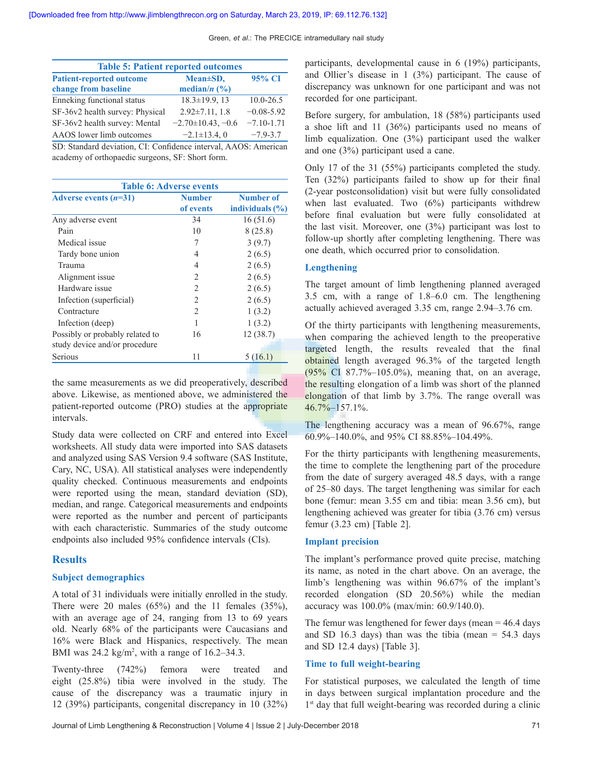**Table 5: Patient reported outcomes**

| Patient-reported outcome change from baseline | Mean±SD, median/*n* (%) | 95% CI |
|---|---|---|
| Enneking functional status | 18.3±19.9, 13 | 10.0-26.5 |
| SF-36v2 health survey: Physical | 2.92±7.11, 1.8 | −0.08-5.92 |
| SF-36v2 health survey: Mental | −2.70±10.43, −0.6 | −7.10-1.71 |
| AAOS lower limb outcomes | −2.1±13.4, 0 | −7.9-3.7 |

SD: Standard deviation, CI: Confidence interval, AAOS: American academy of orthopaedic surgeons, SF: Short form.

**Table 6: Adverse events**

| Adverse events (*n*=31) | Number of events | Number of individuals (%) |
|---|---|---|
| Any adverse event | 34 | 16 (51.6) |
| Pain | 10 | 8 (25.8) |
| Medical issue | 7 | 3 (9.7) |
| Tardy bone union | 4 | 2 (6.5) |
| Trauma | 4 | 2 (6.5) |
| Alignment issue | 2 | 2 (6.5) |
| Hardware issue | 2 | 2 (6.5) |
| Infection (superficial) | 2 | 2 (6.5) |
| Contracture | 2 | 1 (3.2) |
| Infection (deep) | 1 | 1 (3.2) |
| Possibly or probably related to study device and/or procedure | 16 | 12 (38.7) |
| Serious | 11 | 5 (16.1) |

the same measurements as we did preoperatively, described above. Likewise, as mentioned above, we administered the patient-reported outcome (PRO) studies at the appropriate intervals.

Study data were collected on CRF and entered into Excel worksheets. All study data were imported into SAS datasets and analyzed using SAS Version 9.4 software (SAS Institute, Cary, NC, USA). All statistical analyses were independently quality checked. Continuous measurements and endpoints were reported using the mean, standard deviation (SD), median, and range. Categorical measurements and endpoints were reported as the number and percent of participants with each characteristic. Summaries of the study outcome endpoints also included 95% confidence intervals (CIs).

## Results

### Subject demographics

A total of 31 individuals were initially enrolled in the study. There were 20 males (65%) and the 11 females (35%), with an average age of 24, ranging from 13 to 69 years old. Nearly 68% of the participants were Caucasians and 16% were Black and Hispanics, respectively. The mean BMI was 24.2 kg/m$^2$, with a range of 16.2–34.3.

Twenty-three (742%) femora were treated and eight (25.8%) tibia were involved in the study. The cause of the discrepancy was a traumatic injury in 12 (39%) participants, congenital discrepancy in 10 (32%) participants, developmental cause in 6 (19%) participants, and Ollier's disease in 1 (3%) participant. The cause of discrepancy was unknown for one participant and was not recorded for one participant.

Before surgery, for ambulation, 18 (58%) participants used a shoe lift and 11 (36%) participants used no means of limb equalization. One (3%) participant used the walker and one (3%) participant used a cane.

Only 17 of the 31 (55%) participants completed the study. Ten (32%) participants failed to show up for their final (2-year postconsolidation) visit but were fully consolidated when last evaluated. Two (6%) participants withdrew before final evaluation but were fully consolidated at the last visit. Moreover, one (3%) participant was lost to follow-up shortly after completing lengthening. There was one death, which occurred prior to consolidation.

### Lengthening

The target amount of limb lengthening planned averaged 3.5 cm, with a range of 1.8–6.0 cm. The lengthening actually achieved averaged 3.35 cm, range 2.94–3.76 cm.

Of the thirty participants with lengthening measurements, when comparing the achieved length to the preoperative targeted length, the results revealed that the final obtained length averaged 96.3% of the targeted length (95% CI 87.7%–105.0%), meaning that, on an average, the resulting elongation of a limb was short of the planned elongation of that limb by 3.7%. The range overall was 46.7%–157.1%.

The lengthening accuracy was a mean of 96.67%, range 60.9%–140.0%, and 95% CI 88.85%–104.49%.

For the thirty participants with lengthening measurements, the time to complete the lengthening part of the procedure from the date of surgery averaged 48.5 days, with a range of 25–80 days. The target lengthening was similar for each bone (femur: mean 3.55 cm and tibia: mean 3.56 cm), but lengthening achieved was greater for tibia (3.76 cm) versus femur (3.23 cm) [Table 2].

### Implant precision

The implant's performance proved quite precise, matching its name, as noted in the chart above. On an average, the limb's lengthening was within 96.67% of the implant's recorded elongation (SD 20.56%) while the median accuracy was 100.0% (max/min: 60.9/140.0).

The femur was lengthened for fewer days (mean = 46.4 days and SD 16.3 days) than was the tibia (mean = 54.3 days and SD 12.4 days) [Table 3].

### Time to full weight-bearing

For statistical purposes, we calculated the length of time in days between surgical implantation procedure and the 1st day that full weight-bearing was recorded during a clinic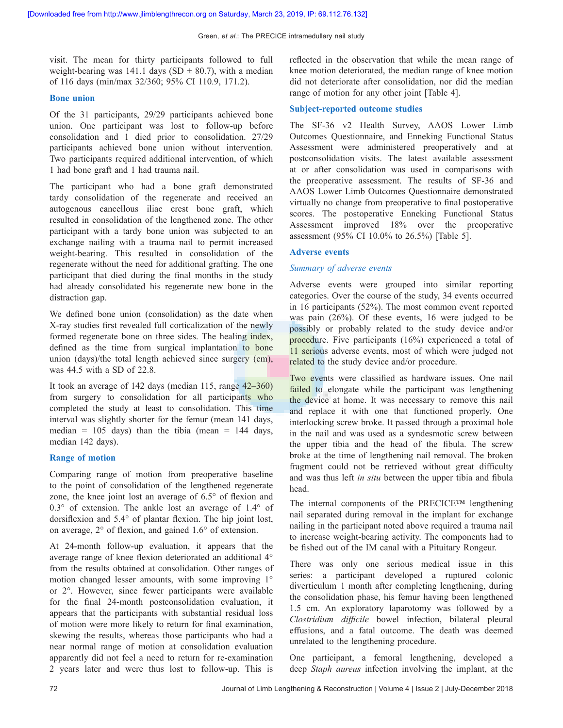visit. The mean for thirty participants followed to full weight-bearing was 141.1 days (SD ± 80.7), with a median of 116 days (min/max 32/360; 95% CI 110.9, 171.2).

### Bone union

Of the 31 participants, 29/29 participants achieved bone union. One participant was lost to follow-up before consolidation and 1 died prior to consolidation. 27/29 participants achieved bone union without intervention. Two participants required additional intervention, of which 1 had bone graft and 1 had trauma nail.

The participant who had a bone graft demonstrated tardy consolidation of the regenerate and received an autogenous cancellous iliac crest bone graft, which resulted in consolidation of the lengthened zone. The other participant with a tardy bone union was subjected to an exchange nailing with a trauma nail to permit increased weight-bearing. This resulted in consolidation of the regenerate without the need for additional grafting. The one participant that died during the final months in the study had already consolidated his regenerate new bone in the distraction gap.

We defined bone union (consolidation) as the date when X-ray studies first revealed full corticalization of the newly formed regenerate bone on three sides. The healing index, defined as the time from surgical implantation to bone union (days)/the total length achieved since surgery (cm), was 44.5 with a SD of 22.8.

It took an average of 142 days (median 115, range 42–360) from surgery to consolidation for all participants who completed the study at least to consolidation. This time interval was slightly shorter for the femur (mean 141 days, median = 105 days) than the tibia (mean = 144 days, median 142 days).

### Range of motion

Comparing range of motion from preoperative baseline to the point of consolidation of the lengthened regenerate zone, the knee joint lost an average of 6.5° of flexion and 0.3° of extension. The ankle lost an average of 1.4° of dorsiflexion and 5.4° of plantar flexion. The hip joint lost, on average, 2° of flexion, and gained 1.6° of extension.

At 24-month follow-up evaluation, it appears that the average range of knee flexion deteriorated an additional 4° from the results obtained at consolidation. Other ranges of motion changed lesser amounts, with some improving 1° or 2°. However, since fewer participants were available for the final 24-month postconsolidation evaluation, it appears that the participants with substantial residual loss of motion were more likely to return for final examination, skewing the results, whereas those participants who had a near normal range of motion at consolidation evaluation apparently did not feel a need to return for re-examination 2 years later and were thus lost to follow-up. This is reflected in the observation that while the mean range of knee motion deteriorated, the median range of knee motion did not deteriorate after consolidation, nor did the median range of motion for any other joint [Table 4].

### Subject-reported outcome studies

The SF-36 v2 Health Survey, AAOS Lower Limb Outcomes Questionnaire, and Enneking Functional Status Assessment were administered preoperatively and at postconsolidation visits. The latest available assessment at or after consolidation was used in comparisons with the preoperative assessment. The results of SF-36 and AAOS Lower Limb Outcomes Questionnaire demonstrated virtually no change from preoperative to final postoperative scores. The postoperative Enneking Functional Status Assessment improved 18% over the preoperative assessment (95% CI 10.0% to 26.5%) [Table 5].

### Adverse events

#### *Summary of adverse events*

Adverse events were grouped into similar reporting categories. Over the course of the study, 34 events occurred in 16 participants (52%). The most common event reported was pain (26%). Of these events, 16 were judged to be possibly or probably related to the study device and/or procedure. Five participants (16%) experienced a total of 11 serious adverse events, most of which were judged not related to the study device and/or procedure.

Two events were classified as hardware issues. One nail failed to elongate while the participant was lengthening the device at home. It was necessary to remove this nail and replace it with one that functioned properly. One interlocking screw broke. It passed through a proximal hole in the nail and was used as a syndesmotic screw between the upper tibia and the head of the fibula. The screw broke at the time of lengthening nail removal. The broken fragment could not be retrieved without great difficulty and was thus left *in situ* between the upper tibia and fibula head.

The internal components of the PRECICE™ lengthening nail separated during removal in the implant for exchange nailing in the participant noted above required a trauma nail to increase weight-bearing activity. The components had to be fished out of the IM canal with a Pituitary Rongeur.

There was only one serious medical issue in this series: a participant developed a ruptured colonic diverticulum 1 month after completing lengthening, during the consolidation phase, his femur having been lengthened 1.5 cm. An exploratory laparotomy was followed by a *Clostridium difficile* bowel infection, bilateral pleural effusions, and a fatal outcome. The death was deemed unrelated to the lengthening procedure.

One participant, a femoral lengthening, developed a deep *Staph aureus* infection involving the implant, at the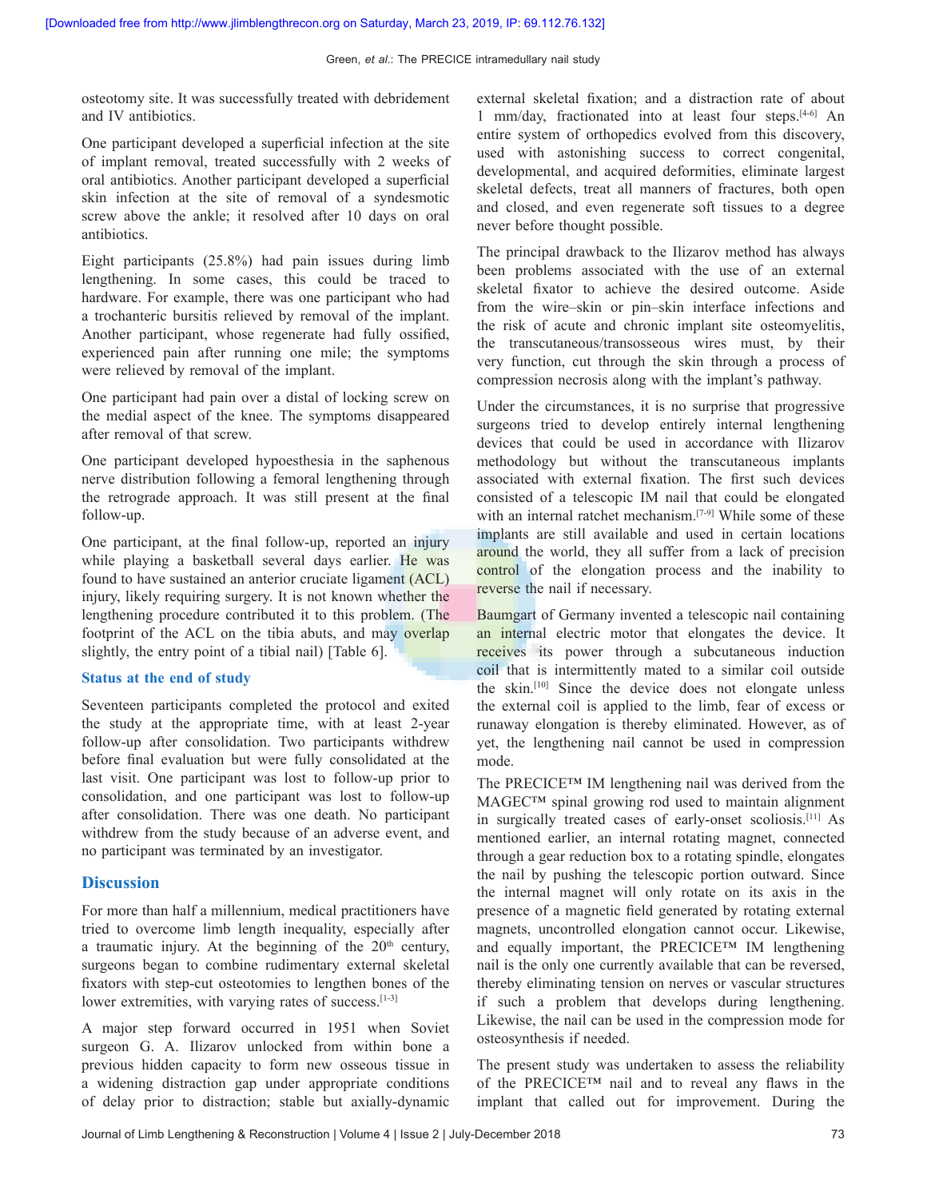osteotomy site. It was successfully treated with debridement and IV antibiotics.

One participant developed a superficial infection at the site of implant removal, treated successfully with 2 weeks of oral antibiotics. Another participant developed a superficial skin infection at the site of removal of a syndesmotic screw above the ankle; it resolved after 10 days on oral antibiotics.

Eight participants (25.8%) had pain issues during limb lengthening. In some cases, this could be traced to hardware. For example, there was one participant who had a trochanteric bursitis relieved by removal of the implant. Another participant, whose regenerate had fully ossified, experienced pain after running one mile; the symptoms were relieved by removal of the implant.

One participant had pain over a distal of locking screw on the medial aspect of the knee. The symptoms disappeared after removal of that screw.

One participant developed hypoesthesia in the saphenous nerve distribution following a femoral lengthening through the retrograde approach. It was still present at the final follow-up.

One participant, at the final follow-up, reported an injury while playing a basketball several days earlier. He was found to have sustained an anterior cruciate ligament (ACL) injury, likely requiring surgery. It is not known whether the lengthening procedure contributed it to this problem. (The footprint of the ACL on the tibia abuts, and may overlap slightly, the entry point of a tibial nail) [Table 6].

### Status at the end of study

Seventeen participants completed the protocol and exited the study at the appropriate time, with at least 2-year follow-up after consolidation. Two participants withdrew before final evaluation but were fully consolidated at the last visit. One participant was lost to follow-up prior to consolidation, and one participant was lost to follow-up after consolidation. There was one death. No participant withdrew from the study because of an adverse event, and no participant was terminated by an investigator.

## Discussion

For more than half a millennium, medical practitioners have tried to overcome limb length inequality, especially after a traumatic injury. At the beginning of the 20th century, surgeons began to combine rudimentary external skeletal fixators with step-cut osteotomies to lengthen bones of the lower extremities, with varying rates of success.[1-3]

A major step forward occurred in 1951 when Soviet surgeon G. A. Ilizarov unlocked from within bone a previous hidden capacity to form new osseous tissue in a widening distraction gap under appropriate conditions of delay prior to distraction; stable but axially-dynamic external skeletal fixation; and a distraction rate of about 1 mm/day, fractionated into at least four steps.[4-6] An entire system of orthopedics evolved from this discovery, used with astonishing success to correct congenital, developmental, and acquired deformities, eliminate largest skeletal defects, treat all manners of fractures, both open and closed, and even regenerate soft tissues to a degree never before thought possible.

The principal drawback to the Ilizarov method has always been problems associated with the use of an external skeletal fixator to achieve the desired outcome. Aside from the wire–skin or pin–skin interface infections and the risk of acute and chronic implant site osteomyelitis, the transcutaneous/transosseous wires must, by their very function, cut through the skin through a process of compression necrosis along with the implant's pathway.

Under the circumstances, it is no surprise that progressive surgeons tried to develop entirely internal lengthening devices that could be used in accordance with Ilizarov methodology but without the transcutaneous implants associated with external fixation. The first such devices consisted of a telescopic IM nail that could be elongated with an internal ratchet mechanism.[7-9] While some of these implants are still available and used in certain locations around the world, they all suffer from a lack of precision control of the elongation process and the inability to reverse the nail if necessary.

Baumgart of Germany invented a telescopic nail containing an internal electric motor that elongates the device. It receives its power through a subcutaneous induction coil that is intermittently mated to a similar coil outside the skin.[10] Since the device does not elongate unless the external coil is applied to the limb, fear of excess or runaway elongation is thereby eliminated. However, as of yet, the lengthening nail cannot be used in compression mode.

The PRECICE™ IM lengthening nail was derived from the MAGEC™ spinal growing rod used to maintain alignment in surgically treated cases of early-onset scoliosis.[11] As mentioned earlier, an internal rotating magnet, connected through a gear reduction box to a rotating spindle, elongates the nail by pushing the telescopic portion outward. Since the internal magnet will only rotate on its axis in the presence of a magnetic field generated by rotating external magnets, uncontrolled elongation cannot occur. Likewise, and equally important, the PRECICE™ IM lengthening nail is the only one currently available that can be reversed, thereby eliminating tension on nerves or vascular structures if such a problem that develops during lengthening. Likewise, the nail can be used in the compression mode for osteosynthesis if needed.

The present study was undertaken to assess the reliability of the PRECICE™ nail and to reveal any flaws in the implant that called out for improvement. During the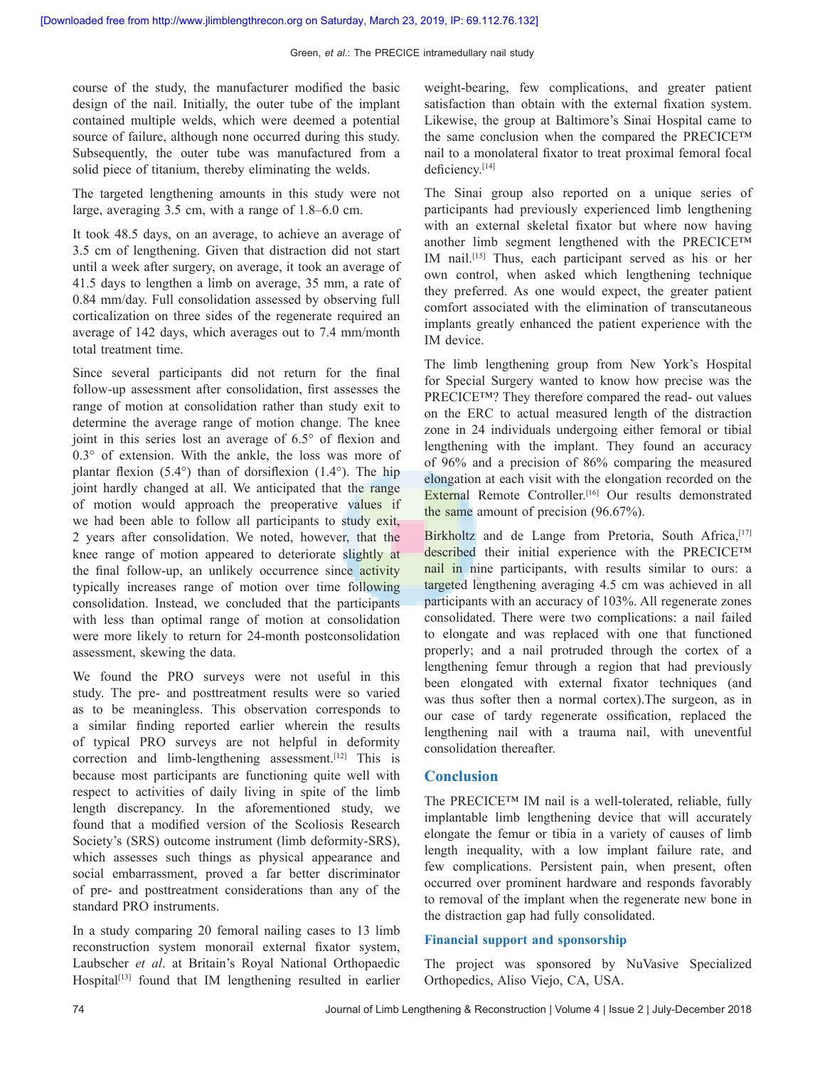course of the study, the manufacturer modified the basic design of the nail. Initially, the outer tube of the implant contained multiple welds, which were deemed a potential source of failure, although none occurred during this study. Subsequently, the outer tube was manufactured from a solid piece of titanium, thereby eliminating the welds.

The targeted lengthening amounts in this study were not large, averaging 3.5 cm, with a range of 1.8–6.0 cm.

It took 48.5 days, on an average, to achieve an average of 3.5 cm of lengthening. Given that distraction did not start until a week after surgery, on average, it took an average of 41.5 days to lengthen a limb on average, 35 mm, a rate of 0.84 mm/day. Full consolidation assessed by observing full corticalization on three sides of the regenerate required an average of 142 days, which averages out to 7.4 mm/month total treatment time.

Since several participants did not return for the final follow-up assessment after consolidation, first assesses the range of motion at consolidation rather than study exit to determine the average range of motion change. The knee joint in this series lost an average of 6.5° of flexion and 0.3° of extension. With the ankle, the loss was more of plantar flexion (5.4°) than of dorsiflexion (1.4°). The hip joint hardly changed at all. We anticipated that the range of motion would approach the preoperative values if we had been able to follow all participants to study exit, 2 years after consolidation. We noted, however, that the knee range of motion appeared to deteriorate slightly at the final follow-up, an unlikely occurrence since activity typically increases range of motion over time following consolidation. Instead, we concluded that the participants with less than optimal range of motion at consolidation were more likely to return for 24-month postconsolidation assessment, skewing the data.

We found the PRO surveys were not useful in this study. The pre- and posttreatment results were so varied as to be meaningless. This observation corresponds to a similar finding reported earlier wherein the results of typical PRO surveys are not helpful in deformity correction and limb-lengthening assessment.[12] This is because most participants are functioning quite well with respect to activities of daily living in spite of the limb length discrepancy. In the aforementioned study, we found that a modified version of the Scoliosis Research Society's (SRS) outcome instrument (limb deformity-SRS), which assesses such things as physical appearance and social embarrassment, proved a far better discriminator of pre- and posttreatment considerations than any of the standard PRO instruments.

In a study comparing 20 femoral nailing cases to 13 limb reconstruction system monorail external fixator system, Laubscher *et al*. at Britain's Royal National Orthopaedic Hospital[13] found that IM lengthening resulted in earlier weight-bearing, few complications, and greater patient satisfaction than obtain with the external fixation system. Likewise, the group at Baltimore's Sinai Hospital came to the same conclusion when the compared the PRECICE™ nail to a monolateral fixator to treat proximal femoral focal deficiency.[14]

The Sinai group also reported on a unique series of participants had previously experienced limb lengthening with an external skeletal fixator but where now having another limb segment lengthened with the PRECICE™ IM nail.[15] Thus, each participant served as his or her own control, when asked which lengthening technique they preferred. As one would expect, the greater patient comfort associated with the elimination of transcutaneous implants greatly enhanced the patient experience with the IM device.

The limb lengthening group from New York's Hospital for Special Surgery wanted to know how precise was the PRECICE™? They therefore compared the read- out values on the ERC to actual measured length of the distraction zone in 24 individuals undergoing either femoral or tibial lengthening with the implant. They found an accuracy of 96% and a precision of 86% comparing the measured elongation at each visit with the elongation recorded on the External Remote Controller.[16] Our results demonstrated the same amount of precision (96.67%).

Birkholtz and de Lange from Pretoria, South Africa,[17] described their initial experience with the PRECICE™ nail in nine participants, with results similar to ours: a targeted lengthening averaging 4.5 cm was achieved in all participants with an accuracy of 103%. All regenerate zones consolidated. There were two complications: a nail failed to elongate and was replaced with one that functioned properly; and a nail protruded through the cortex of a lengthening femur through a region that had previously been elongated with external fixator techniques (and was thus softer then a normal cortex).The surgeon, as in our case of tardy regenerate ossification, replaced the lengthening nail with a trauma nail, with uneventful consolidation thereafter.

## Conclusion

The PRECICE™ IM nail is a well-tolerated, reliable, fully implantable limb lengthening device that will accurately elongate the femur or tibia in a variety of causes of limb length inequality, with a low implant failure rate, and few complications. Persistent pain, when present, often occurred over prominent hardware and responds favorably to removal of the implant when the regenerate new bone in the distraction gap had fully consolidated.

### Financial support and sponsorship

The project was sponsored by NuVasive Specialized Orthopedics, Aliso Viejo, CA, USA.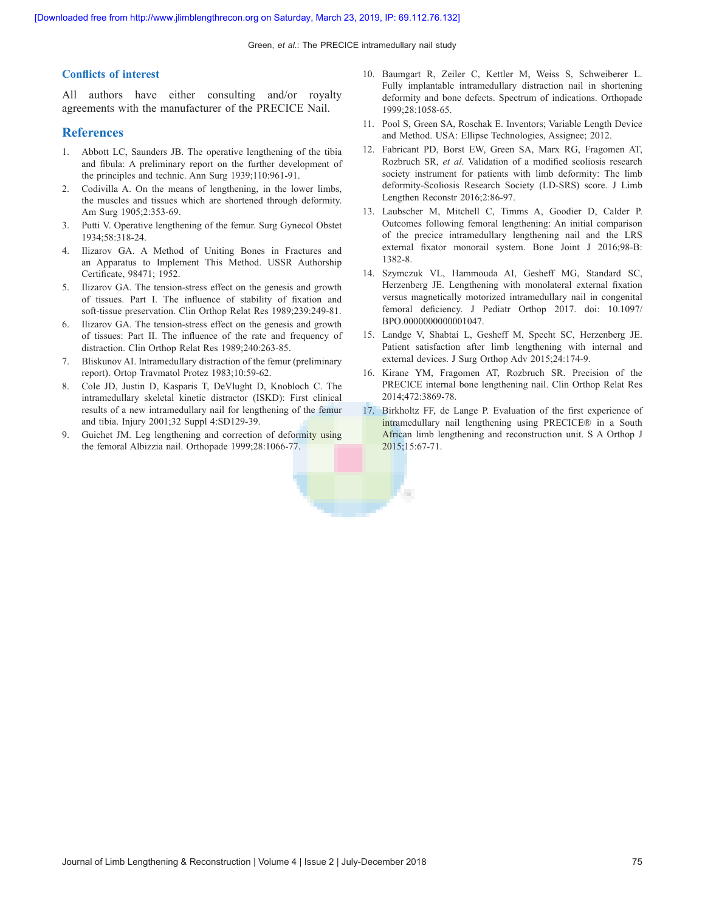## Conflicts of interest

All authors have either consulting and/or royalty agreements with the manufacturer of the PRECICE Nail.

## References

1. Abbott LC, Saunders JB. The operative lengthening of the tibia and fibula: A preliminary report on the further development of the principles and technic. Ann Surg 1939;110:961-91.
2. Codivilla A. On the means of lengthening, in the lower limbs, the muscles and tissues which are shortened through deformity. Am Surg 1905;2:353-69.
3. Putti V. Operative lengthening of the femur. Surg Gynecol Obstet 1934;58:318-24.
4. Ilizarov GA. A Method of Uniting Bones in Fractures and an Apparatus to Implement This Method. USSR Authorship Certificate, 98471; 1952.
5. Ilizarov GA. The tension-stress effect on the genesis and growth of tissues. Part I. The influence of stability of fixation and soft-tissue preservation. Clin Orthop Relat Res 1989;239:249-81.
6. Ilizarov GA. The tension-stress effect on the genesis and growth of tissues: Part II. The influence of the rate and frequency of distraction. Clin Orthop Relat Res 1989;240:263-85.
7. Bliskunov AI. Intramedullary distraction of the femur (preliminary report). Ortop Travmatol Protez 1983;10:59-62.
8. Cole JD, Justin D, Kasparis T, DeVlught D, Knobloch C. The intramedullary skeletal kinetic distractor (ISKD): First clinical results of a new intramedullary nail for lengthening of the femur and tibia. Injury 2001;32 Suppl 4:SD129-39.
9. Guichet JM. Leg lengthening and correction of deformity using the femoral Albizzia nail. Orthopade 1999;28:1066-77.
10. Baumgart R, Zeiler C, Kettler M, Weiss S, Schweiberer L. Fully implantable intramedullary distraction nail in shortening deformity and bone defects. Spectrum of indications. Orthopade 1999;28:1058-65.
11. Pool S, Green SA, Roschak E. Inventors; Variable Length Device and Method. USA: Ellipse Technologies, Assignee; 2012.
12. Fabricant PD, Borst EW, Green SA, Marx RG, Fragomen AT, Rozbruch SR, *et al*. Validation of a modified scoliosis research society instrument for patients with limb deformity: The limb deformity-Scoliosis Research Society (LD-SRS) score. J Limb Lengthen Reconstr 2016;2:86-97.
13. Laubscher M, Mitchell C, Timms A, Goodier D, Calder P. Outcomes following femoral lengthening: An initial comparison of the precice intramedullary lengthening nail and the LRS external fixator monorail system. Bone Joint J 2016;98-B:1382-8.
14. Szymczuk VL, Hammouda AI, Gesheff MG, Standard SC, Herzenberg JE. Lengthening with monolateral external fixation versus magnetically motorized intramedullary nail in congenital femoral deficiency. J Pediatr Orthop 2017. doi: 10.1097/BPO.0000000000001047.
15. Landge V, Shabtai L, Gesheff M, Specht SC, Herzenberg JE. Patient satisfaction after limb lengthening with internal and external devices. J Surg Orthop Adv 2015;24:174-9.
16. Kirane YM, Fragomen AT, Rozbruch SR. Precision of the PRECICE internal bone lengthening nail. Clin Orthop Relat Res 2014;472:3869-78.
17. Birkholtz FF, de Lange P. Evaluation of the first experience of intramedullary nail lengthening using PRECICE® in a South African limb lengthening and reconstruction unit. S A Orthop J 2015;15:67-71.